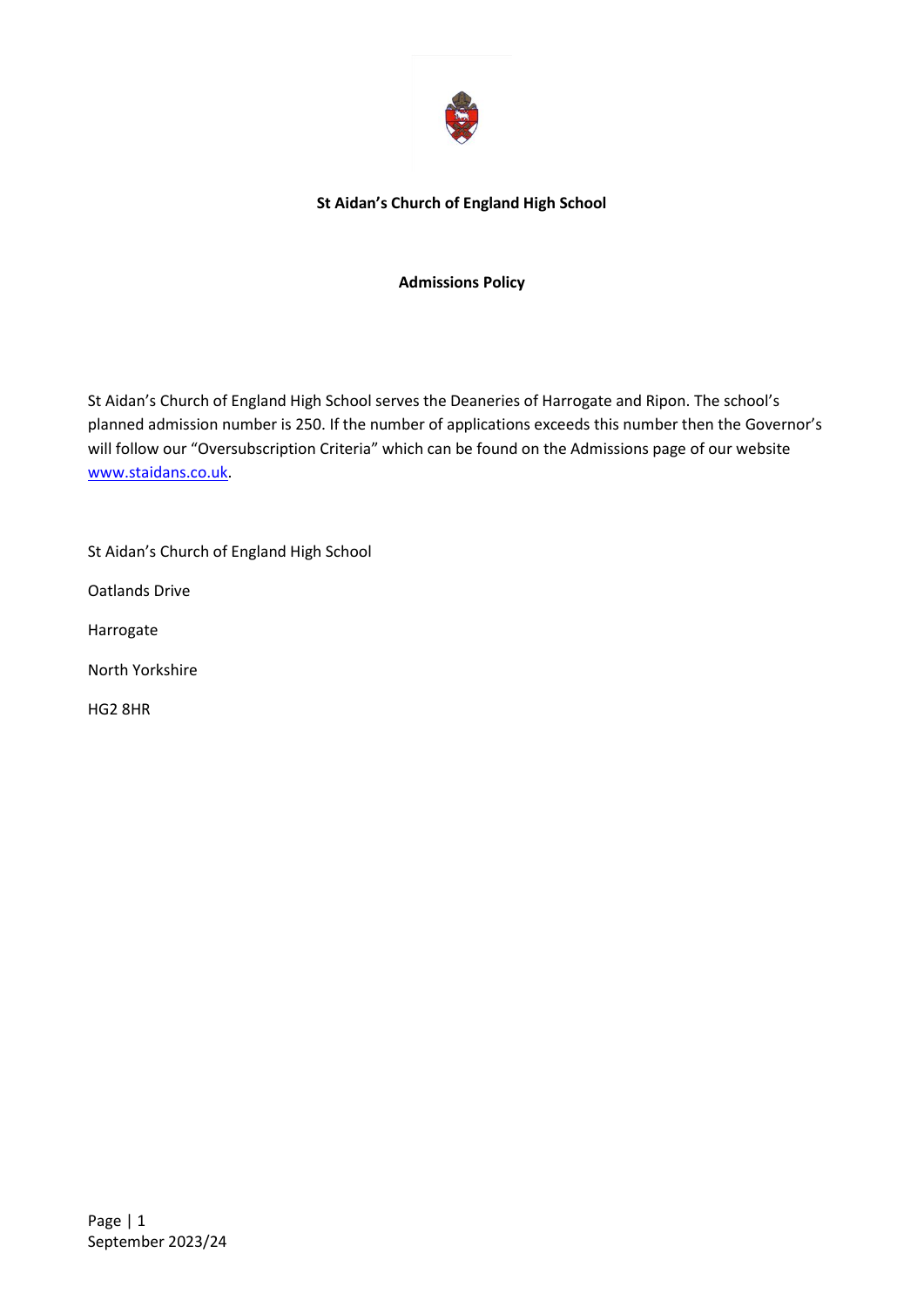# St Aidan's Church of England High School

## Admissions Policy

St Aidan's Church of England High School serves the Deaneries of Harrogate and Ripon. The school's planned admission number is 250. If the number of applications exceeds this number then the Governor's will follow our "Oversubscription Criteria" which can be found on the Admissions page of our website [www.staidans.co.uk](http://www.staidans.co.uk).

St Aidan's Church of England High School

Oatlands Drive

Harrogate

North Yorkshire

HG2 8HR

September 2023/24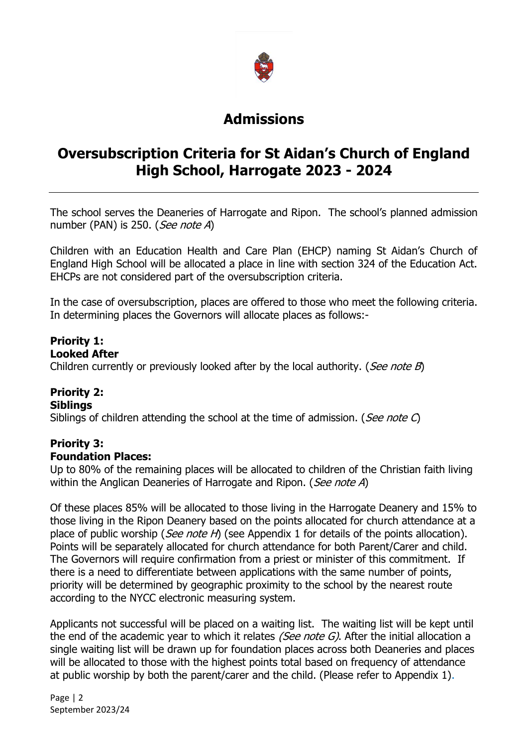# Admissions

# Oversubscription Criteria for St Aidan's Church of England High School, Harrogate 2023 - 2024

The school serves the Deaneries of Harrogate and Ripon. The school's planned admission number (PAN) is 250. (*See note A*)

Children with an Education Health and Care Plan (EHCP) naming St Aidan's Church of England High School will be allocated a place in line with section 324 of the Education Act. EHCPs are not considered part of the oversubscription criteria.

In the case of oversubscription, places are offered to those who meet the following criteria. In determining places the Governors will allocate places as follows:-

**Priority 1:**
**Looked After**
Children currently or previously looked after by the local authority. (*See note B*)

**Priority 2:**
**Siblings**
Siblings of children attending the school at the time of admission. (*See note C*)

**Priority 3:**
**Foundation Places:**
Up to 80% of the remaining places will be allocated to children of the Christian faith living within the Anglican Deaneries of Harrogate and Ripon. (*See note A*)

Of these places 85% will be allocated to those living in the Harrogate Deanery and 15% to those living in the Ripon Deanery based on the points allocated for church attendance at a place of public worship (*See note H*) (see Appendix 1 for details of the points allocation). Points will be separately allocated for church attendance for both Parent/Carer and child. The Governors will require confirmation from a priest or minister of this commitment. If there is a need to differentiate between applications with the same number of points, priority will be determined by geographic proximity to the school by the nearest route according to the NYCC electronic measuring system.

Applicants not successful will be placed on a waiting list. The waiting list will be kept until the end of the academic year to which it relates *(See note G)*. After the initial allocation a single waiting list will be drawn up for foundation places across both Deaneries and places will be allocated to those with the highest points total based on frequency of attendance at public worship by both the parent/carer and the child. (Please refer to Appendix 1).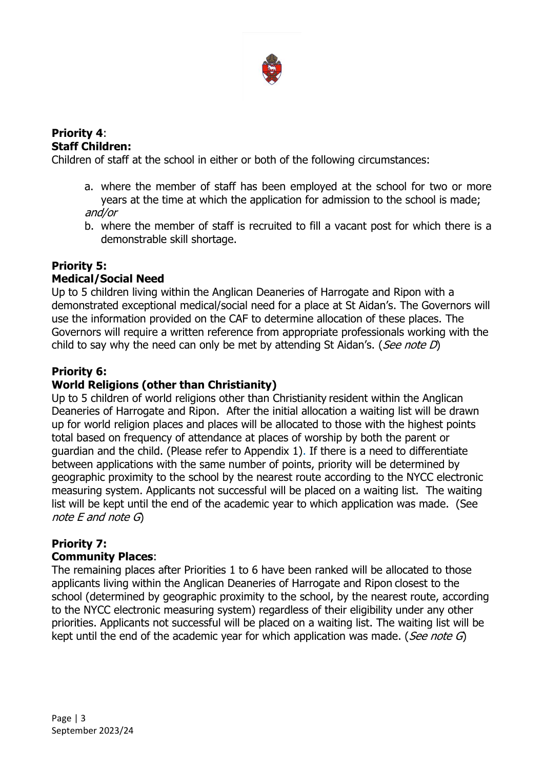**Priority 4**:
**Staff Children:**
Children of staff at the school in either or both of the following circumstances:

a. where the member of staff has been employed at the school for two or more years at the time at which the application for admission to the school is made; *and/or*
b. where the member of staff is recruited to fill a vacant post for which there is a demonstrable skill shortage.

**Priority 5:**
**Medical/Social Need**
Up to 5 children living within the Anglican Deaneries of Harrogate and Ripon with a demonstrated exceptional medical/social need for a place at St Aidan's. The Governors will use the information provided on the CAF to determine allocation of these places. The Governors will require a written reference from appropriate professionals working with the child to say why the need can only be met by attending St Aidan's. (*See note D*)

**Priority 6:**
**World Religions (other than Christianity)**
Up to 5 children of world religions other than Christianity resident within the Anglican Deaneries of Harrogate and Ripon. After the initial allocation a waiting list will be drawn up for world religion places and places will be allocated to those with the highest points total based on frequency of attendance at places of worship by both the parent or guardian and the child. (Please refer to Appendix 1). If there is a need to differentiate between applications with the same number of points, priority will be determined by geographic proximity to the school by the nearest route according to the NYCC electronic measuring system. Applicants not successful will be placed on a waiting list. The waiting list will be kept until the end of the academic year to which application was made. (See *note E and note G*)

**Priority 7:**
**Community Places**:
The remaining places after Priorities 1 to 6 have been ranked will be allocated to those applicants living within the Anglican Deaneries of Harrogate and Ripon closest to the school (determined by geographic proximity to the school, by the nearest route, according to the NYCC electronic measuring system) regardless of their eligibility under any other priorities. Applicants not successful will be placed on a waiting list. The waiting list will be kept until the end of the academic year for which application was made. (*See note G*)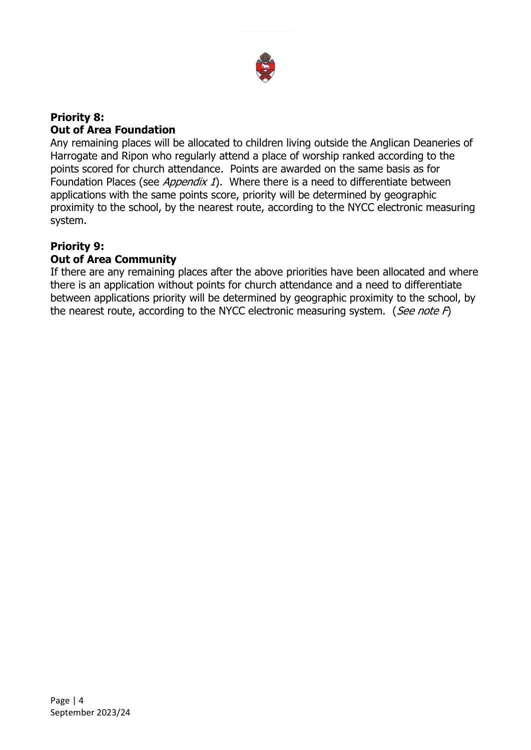**Priority 8:**
**Out of Area Foundation**

Any remaining places will be allocated to children living outside the Anglican Deaneries of Harrogate and Ripon who regularly attend a place of worship ranked according to the points scored for church attendance. Points are awarded on the same basis as for Foundation Places (see *Appendix 1*). Where there is a need to differentiate between applications with the same points score, priority will be determined by geographic proximity to the school, by the nearest route, according to the NYCC electronic measuring system.

**Priority 9:**
**Out of Area Community**

If there are any remaining places after the above priorities have been allocated and where there is an application without points for church attendance and a need to differentiate between applications priority will be determined by geographic proximity to the school, by the nearest route, according to the NYCC electronic measuring system. (*See note F*)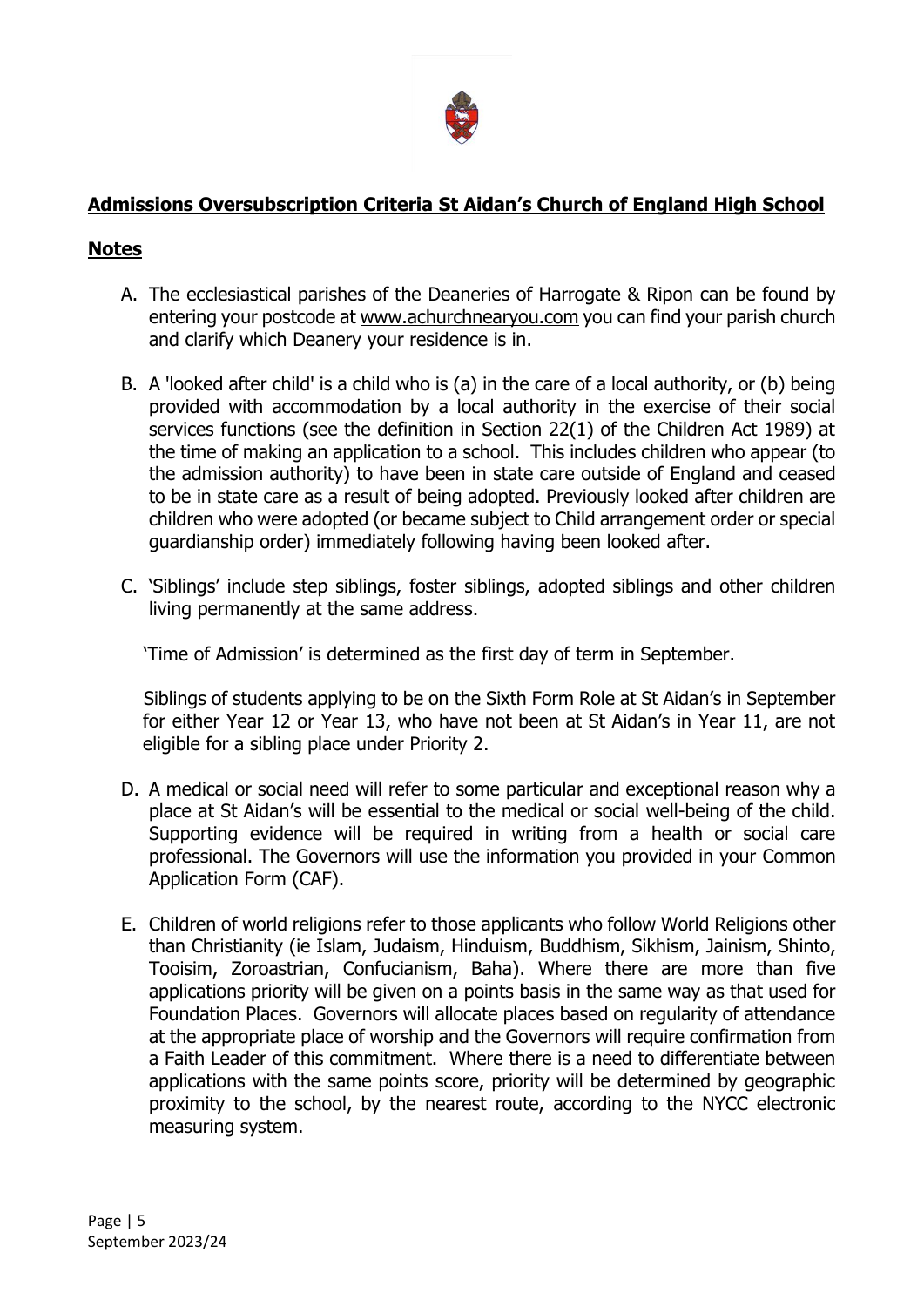**Admissions Oversubscription Criteria St Aidan's Church of England High School**

**Notes**

A. The ecclesiastical parishes of the Deaneries of Harrogate & Ripon can be found by entering your postcode at www.achurchnearyou.com you can find your parish church and clarify which Deanery your residence is in.

B. A 'looked after child' is a child who is (a) in the care of a local authority, or (b) being provided with accommodation by a local authority in the exercise of their social services functions (see the definition in Section 22(1) of the Children Act 1989) at the time of making an application to a school. This includes children who appear (to the admission authority) to have been in state care outside of England and ceased to be in state care as a result of being adopted. Previously looked after children are children who were adopted (or became subject to Child arrangement order or special guardianship order) immediately following having been looked after.

C. 'Siblings' include step siblings, foster siblings, adopted siblings and other children living permanently at the same address.

'Time of Admission' is determined as the first day of term in September.

Siblings of students applying to be on the Sixth Form Role at St Aidan's in September for either Year 12 or Year 13, who have not been at St Aidan's in Year 11, are not eligible for a sibling place under Priority 2.

D. A medical or social need will refer to some particular and exceptional reason why a place at St Aidan's will be essential to the medical or social well-being of the child. Supporting evidence will be required in writing from a health or social care professional. The Governors will use the information you provided in your Common Application Form (CAF).

E. Children of world religions refer to those applicants who follow World Religions other than Christianity (ie Islam, Judaism, Hinduism, Buddhism, Sikhism, Jainism, Shinto, Tooisim, Zoroastrian, Confucianism, Baha). Where there are more than five applications priority will be given on a points basis in the same way as that used for Foundation Places. Governors will allocate places based on regularity of attendance at the appropriate place of worship and the Governors will require confirmation from a Faith Leader of this commitment. Where there is a need to differentiate between applications with the same points score, priority will be determined by geographic proximity to the school, by the nearest route, according to the NYCC electronic measuring system.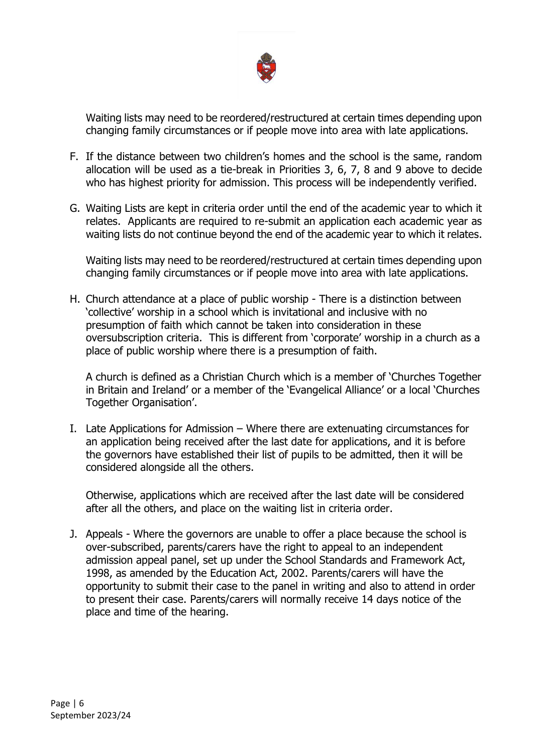Waiting lists may need to be reordered/restructured at certain times depending upon changing family circumstances or if people move into area with late applications.

F. If the distance between two children's homes and the school is the same, random allocation will be used as a tie-break in Priorities 3, 6, 7, 8 and 9 above to decide who has highest priority for admission. This process will be independently verified.

G. Waiting Lists are kept in criteria order until the end of the academic year to which it relates. Applicants are required to re-submit an application each academic year as waiting lists do not continue beyond the end of the academic year to which it relates.

   Waiting lists may need to be reordered/restructured at certain times depending upon changing family circumstances or if people move into area with late applications.

H. Church attendance at a place of public worship - There is a distinction between 'collective' worship in a school which is invitational and inclusive with no presumption of faith which cannot be taken into consideration in these oversubscription criteria. This is different from 'corporate' worship in a church as a place of public worship where there is a presumption of faith.

   A church is defined as a Christian Church which is a member of 'Churches Together in Britain and Ireland' or a member of the 'Evangelical Alliance' or a local 'Churches Together Organisation'.

I. Late Applications for Admission – Where there are extenuating circumstances for an application being received after the last date for applications, and it is before the governors have established their list of pupils to be admitted, then it will be considered alongside all the others.

   Otherwise, applications which are received after the last date will be considered after all the others, and place on the waiting list in criteria order.

J. Appeals - Where the governors are unable to offer a place because the school is over-subscribed, parents/carers have the right to appeal to an independent admission appeal panel, set up under the School Standards and Framework Act, 1998, as amended by the Education Act, 2002. Parents/carers will have the opportunity to submit their case to the panel in writing and also to attend in order to present their case. Parents/carers will normally receive 14 days notice of the place and time of the hearing.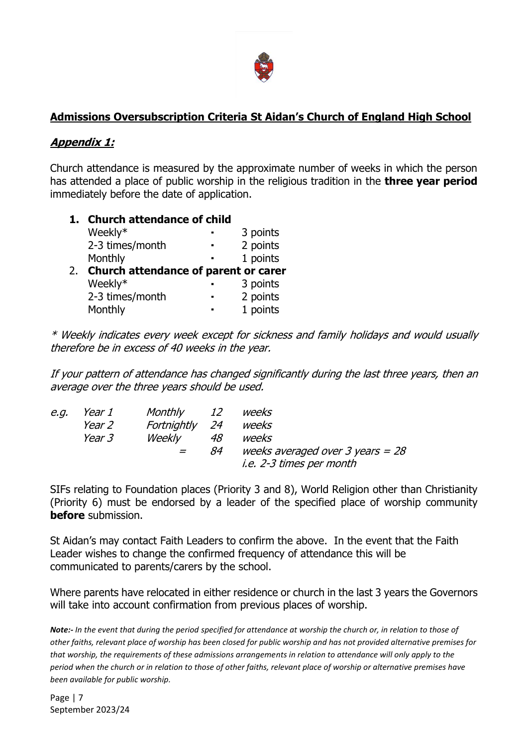## Admissions Oversubscription Criteria St Aidan's Church of England High School

### *Appendix 1:*

Church attendance is measured by the approximate number of weeks in which the person has attended a place of public worship in the religious tradition in the **three year period** immediately before the date of application.

1. **Church attendance of child**

| | | |
|---|---|---|
| Weekly* | ▪ | 3 points |
| 2-3 times/month | ▪ | 2 points |
| Monthly | ▪ | 1 points |

2. **Church attendance of parent or carer**

| | | |
|---|---|---|
| Weekly* | ▪ | 3 points |
| 2-3 times/month | ▪ | 2 points |
| Monthly | ▪ | 1 points |

*\* Weekly indicates every week except for sickness and family holidays and would usually therefore be in excess of 40 weeks in the year.*

*If your pattern of attendance has changed significantly during the last three years, then an average over the three years should be used.*

| | | | | |
|---|---|---|---|---|
| *e.g.* | *Year 1* | *Monthly* | *12* | *weeks* |
| | *Year 2* | *Fortnightly* | *24* | *weeks* |
| | *Year 3* | *Weekly* | *48* | *weeks* |
| | | *=* | *84* | *weeks averaged over 3 years = 28 i.e. 2-3 times per month* |

SIFs relating to Foundation places (Priority 3 and 8), World Religion other than Christianity (Priority 6) must be endorsed by a leader of the specified place of worship community **before** submission.

St Aidan's may contact Faith Leaders to confirm the above. In the event that the Faith Leader wishes to change the confirmed frequency of attendance this will be communicated to parents/carers by the school.

Where parents have relocated in either residence or church in the last 3 years the Governors will take into account confirmation from previous places of worship.

***Note:-*** *In the event that during the period specified for attendance at worship the church or, in relation to those of other faiths, relevant place of worship has been closed for public worship and has not provided alternative premises for that worship, the requirements of these admissions arrangements in relation to attendance will only apply to the period when the church or in relation to those of other faiths, relevant place of worship or alternative premises have been available for public worship.*

September 2023/24